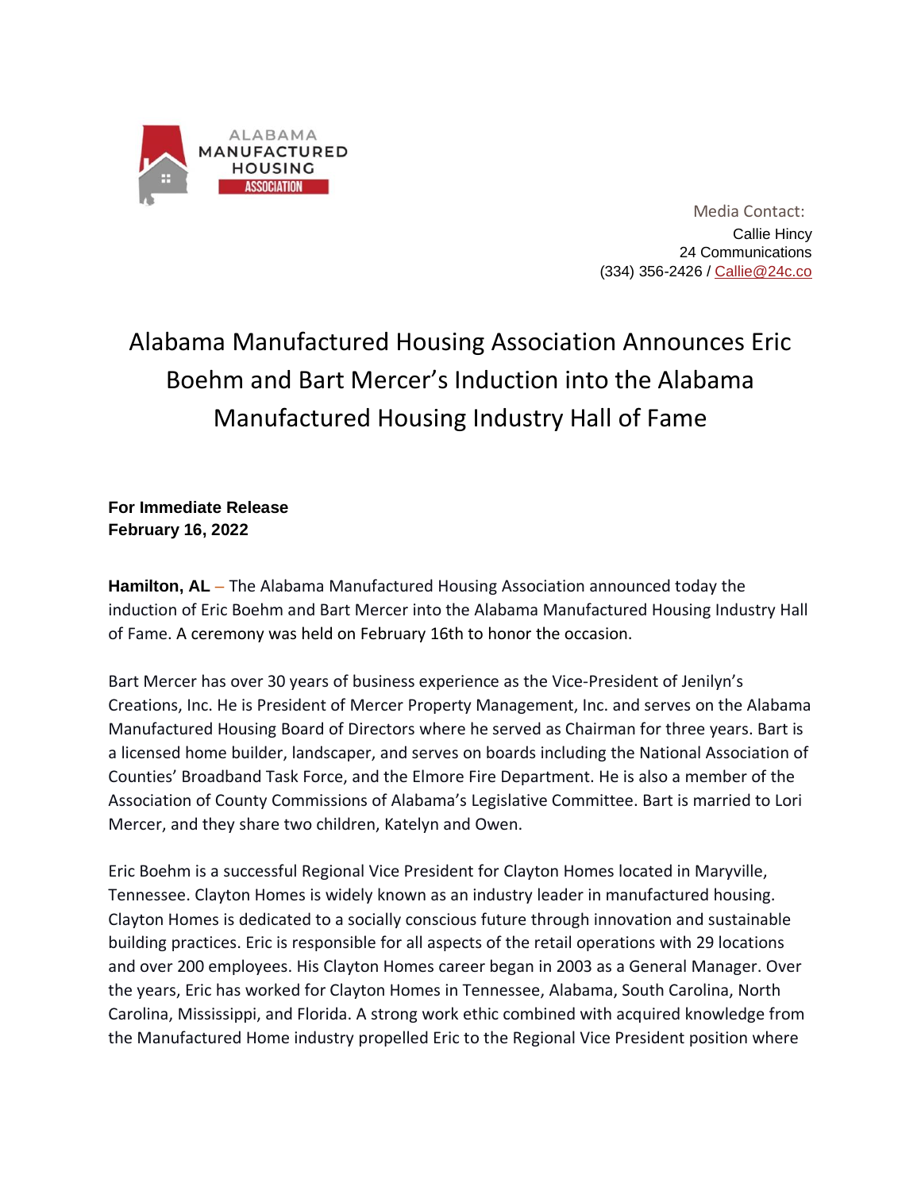ALABAMA MANUFACTURED HOUSING ASSOCIATION

Media Contact:
Callie Hincy
24 Communications
(334) 356-2426 / Callie@24c.co

# Alabama Manufactured Housing Association Announces Eric Boehm and Bart Mercer's Induction into the Alabama Manufactured Housing Industry Hall of Fame

**For Immediate Release**
**February 16, 2022**

**Hamilton, AL** – The Alabama Manufactured Housing Association announced today the induction of Eric Boehm and Bart Mercer into the Alabama Manufactured Housing Industry Hall of Fame. A ceremony was held on February 16th to honor the occasion.

Bart Mercer has over 30 years of business experience as the Vice-President of Jenilyn's Creations, Inc. He is President of Mercer Property Management, Inc. and serves on the Alabama Manufactured Housing Board of Directors where he served as Chairman for three years. Bart is a licensed home builder, landscaper, and serves on boards including the National Association of Counties' Broadband Task Force, and the Elmore Fire Department. He is also a member of the Association of County Commissions of Alabama's Legislative Committee. Bart is married to Lori Mercer, and they share two children, Katelyn and Owen.

Eric Boehm is a successful Regional Vice President for Clayton Homes located in Maryville, Tennessee. Clayton Homes is widely known as an industry leader in manufactured housing. Clayton Homes is dedicated to a socially conscious future through innovation and sustainable building practices. Eric is responsible for all aspects of the retail operations with 29 locations and over 200 employees. His Clayton Homes career began in 2003 as a General Manager. Over the years, Eric has worked for Clayton Homes in Tennessee, Alabama, South Carolina, North Carolina, Mississippi, and Florida. A strong work ethic combined with acquired knowledge from the Manufactured Home industry propelled Eric to the Regional Vice President position where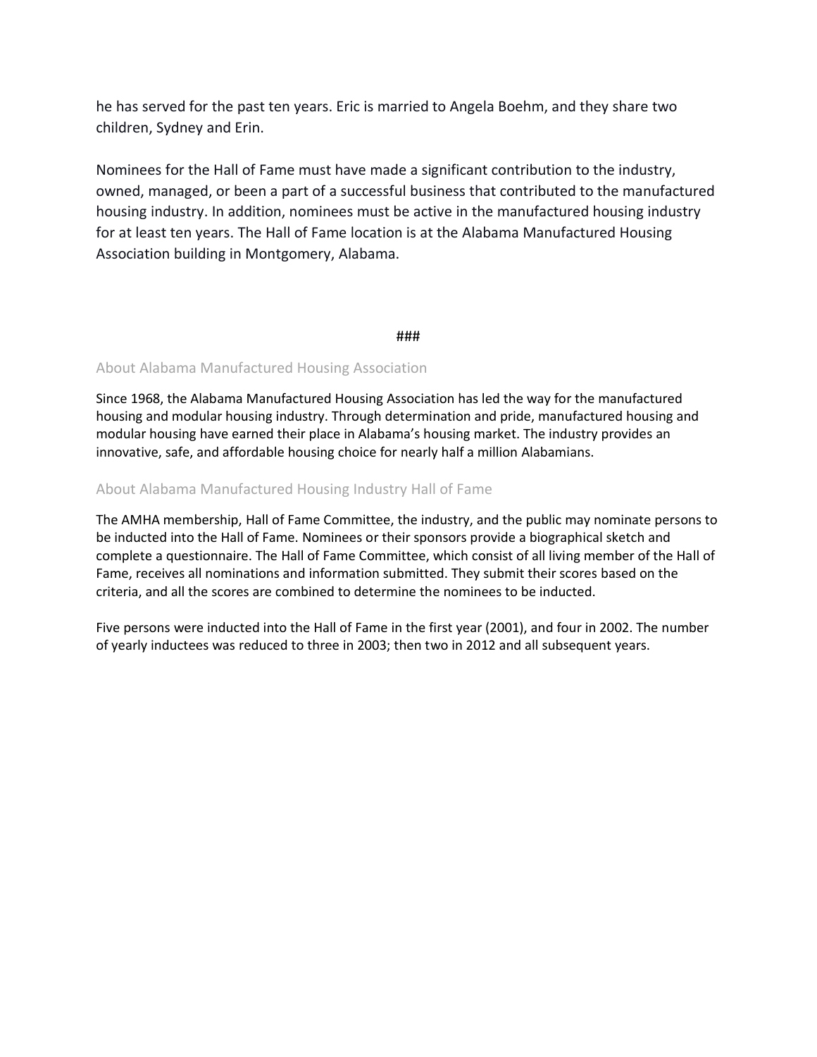he has served for the past ten years. Eric is married to Angela Boehm, and they share two children, Sydney and Erin.

Nominees for the Hall of Fame must have made a significant contribution to the industry, owned, managed, or been a part of a successful business that contributed to the manufactured housing industry. In addition, nominees must be active in the manufactured housing industry for at least ten years. The Hall of Fame location is at the Alabama Manufactured Housing Association building in Montgomery, Alabama.

###

## About Alabama Manufactured Housing Association

Since 1968, the Alabama Manufactured Housing Association has led the way for the manufactured housing and modular housing industry. Through determination and pride, manufactured housing and modular housing have earned their place in Alabama's housing market. The industry provides an innovative, safe, and affordable housing choice for nearly half a million Alabamians.

## About Alabama Manufactured Housing Industry Hall of Fame

The AMHA membership, Hall of Fame Committee, the industry, and the public may nominate persons to be inducted into the Hall of Fame. Nominees or their sponsors provide a biographical sketch and complete a questionnaire. The Hall of Fame Committee, which consist of all living member of the Hall of Fame, receives all nominations and information submitted. They submit their scores based on the criteria, and all the scores are combined to determine the nominees to be inducted.

Five persons were inducted into the Hall of Fame in the first year (2001), and four in 2002. The number of yearly inductees was reduced to three in 2003; then two in 2012 and all subsequent years.